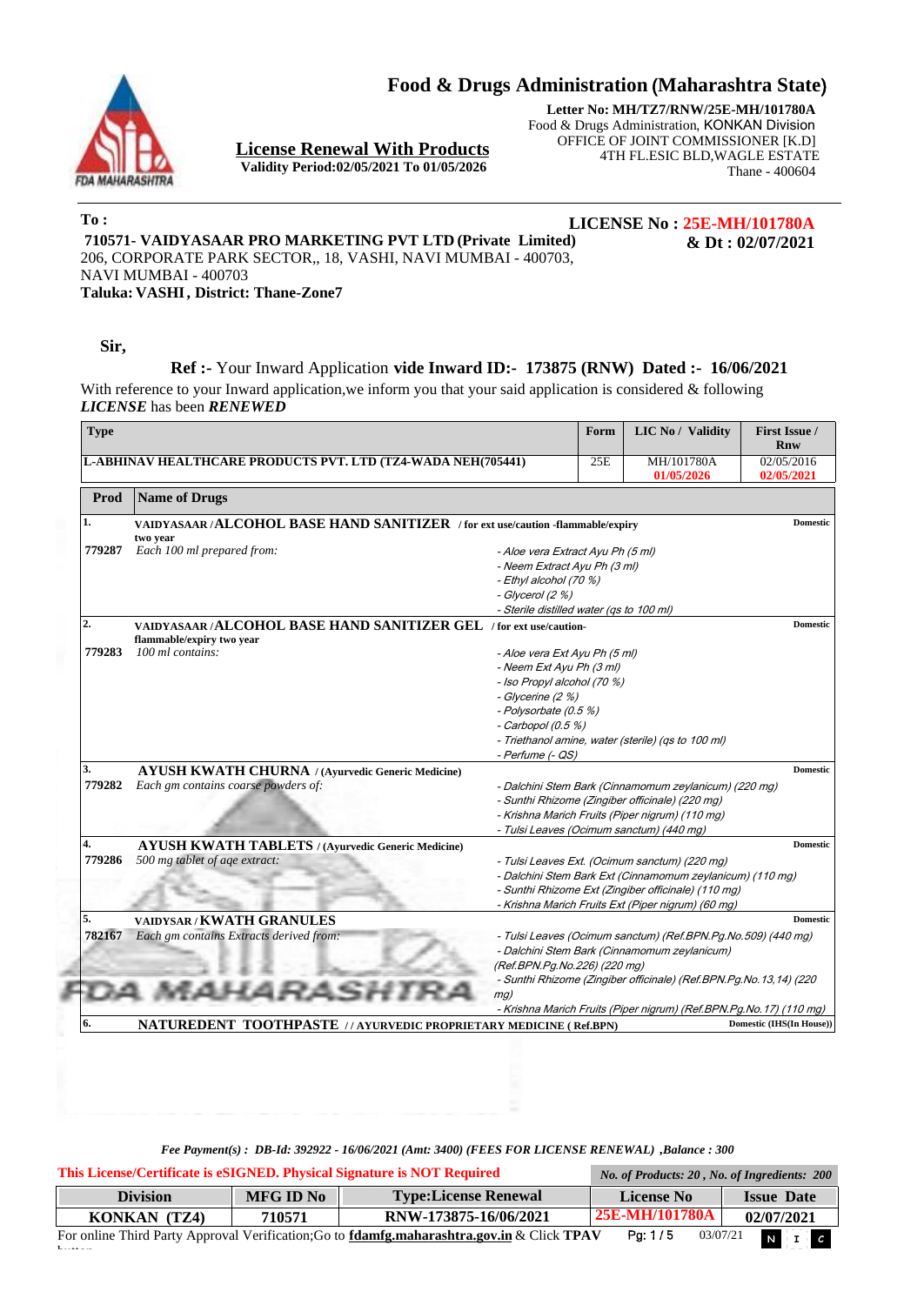# Food & Drugs Administration (Maharashtra State)

**Letter No: MH/TZ7/RNW/25E-MH/101780A**
Food & Drugs Administration, KONKAN Division
OFFICE OF JOINT COMMISSIONER [K.D]
4TH FL.ESIC BLD,WAGLE ESTATE
Thane - 400604

## License Renewal With Products

**Validity Period:02/05/2021 To 01/05/2026**

**To :**

**LICENSE No : 25E-MH/101780A**
**& Dt : 02/07/2021**

**710571- VAIDYASAAR PRO MARKETING PVT LTD (Private Limited)**
206, CORPORATE PARK SECTOR,, 18, VASHI, NAVI MUMBAI - 400703,
NAVI MUMBAI - 400703
**Taluka: VASHI, District: Thane-Zone7**

**Sir,**

**Ref :-** Your Inward Application **vide Inward ID:- 173875 (RNW) Dated :- 16/06/2021**

With reference to your Inward application,we inform you that your said application is considered & following ***LICENSE*** has been ***RENEWED***

| Type | Form | LIC No / Validity | First Issue / Rnw |
|---|---|---|---|
| **L-ABHINAV HEALTHCARE PRODUCTS PVT. LTD (TZ4-WADA NEH(705441)** | 25E | MH/101780A 01/05/2026 | 02/05/2016 02/05/2021 |

| Prod | Name of Drugs | | |
|---|---|---|---|
| 1. | VAIDYASAAR / **ALCOHOL BASE HAND SANITIZER** / for ext use/caution -flammable/expiry two year | | Domestic |
| 779287 | *Each 100 ml prepared from:* | *- Aloe vera Extract Ayu Ph (5 ml)*<br>*- Neem Extract Ayu Ph (3 ml)*<br>*- Ethyl alcohol (70 %)*<br>*- Glycerol (2 %)*<br>*- Sterile distilled water (qs to 100 ml)* | |
| 2. | VAIDYASAAR / **ALCOHOL BASE HAND SANITIZER GEL** / for ext use/caution-flammable/expiry two year | | Domestic |
| 779283 | *100 ml contains:* | *- Aloe vera Ext Ayu Ph (5 ml)*<br>*- Neem Ext Ayu Ph (3 ml)*<br>*- Iso Propyl alcohol (70 %)*<br>*- Glycerine (2 %)*<br>*- Polysorbate (0.5 %)*<br>*- Carbopol (0.5 %)*<br>*- Triethanol amine, water (sterile) (qs to 100 ml)*<br>*- Perfume (- QS)* | |
| 3. | **AYUSH KWATH CHURNA** / (Ayurvedic Generic Medicine) | | Domestic |
| 779282 | *Each gm contains coarse powders of:* | *- Dalchini Stem Bark (Cinnamomum zeylanicum) (220 mg)*<br>*- Sunthi Rhizome (Zingiber officinale) (220 mg)*<br>*- Krishna Marich Fruits (Piper nigrum) (110 mg)*<br>*- Tulsi Leaves (Ocimum sanctum) (440 mg)* | |
| 4. | **AYUSH KWATH TABLETS** / (Ayurvedic Generic Medicine) | | Domestic |
| 779286 | *500 mg tablet of aqe extract:* | *- Tulsi Leaves Ext. (Ocimum sanctum) (220 mg)*<br>*- Dalchini Stem Bark Ext (Cinnamomum zeylanicum) (110 mg)*<br>*- Sunthi Rhizome Ext (Zingiber officinale) (110 mg)*<br>*- Krishna Marich Fruits Ext (Piper nigrum) (60 mg)* | |
| 5. | VAIDYSAR / **KWATH GRANULES** | | Domestic |
| 782167 | *Each gm contains Extracts derived from:* | *- Tulsi Leaves (Ocimum sanctum) (Ref.BPN.Pg.No.509) (440 mg)*<br>*- Dalchini Stem Bark (Cinnamomum zeylanicum) (Ref.BPN.Pg.No.226) (220 mg)*<br>*- Sunthi Rhizome (Zingiber officinale) (Ref.BPN.Pg.No.13,14) (220 mg)*<br>*- Krishna Marich Fruits (Piper nigrum) (Ref.BPN.Pg.No.17) (110 mg)* | |
| 6. | **NATUREDENT TOOTHPASTE** / / AYURVEDIC PROPRIETARY MEDICINE ( Ref.BPN) | | Domestic (IHS(In House)) |

*Fee Payment(s) : DB-Id: 392922 - 16/06/2021 (Amt: 3400) (FEES FOR LICENSE RENEWAL) ,Balance : 300*

**This License/Certificate is eSIGNED. Physical Signature is NOT Required**

*No. of Products: 20 , No. of Ingredients: 200*

| Division | MFG ID No | Type:License Renewal | License No | Issue Date |
|---|---|---|---|---|
| KONKAN (TZ4) | 710571 | RNW-173875-16/06/2021 | 25E-MH/101780A | 02/07/2021 |

For online Third Party Approval Verification;Go to **fdamfg.maharashtra.gov.in** & Click **TPAV** button

03/07/21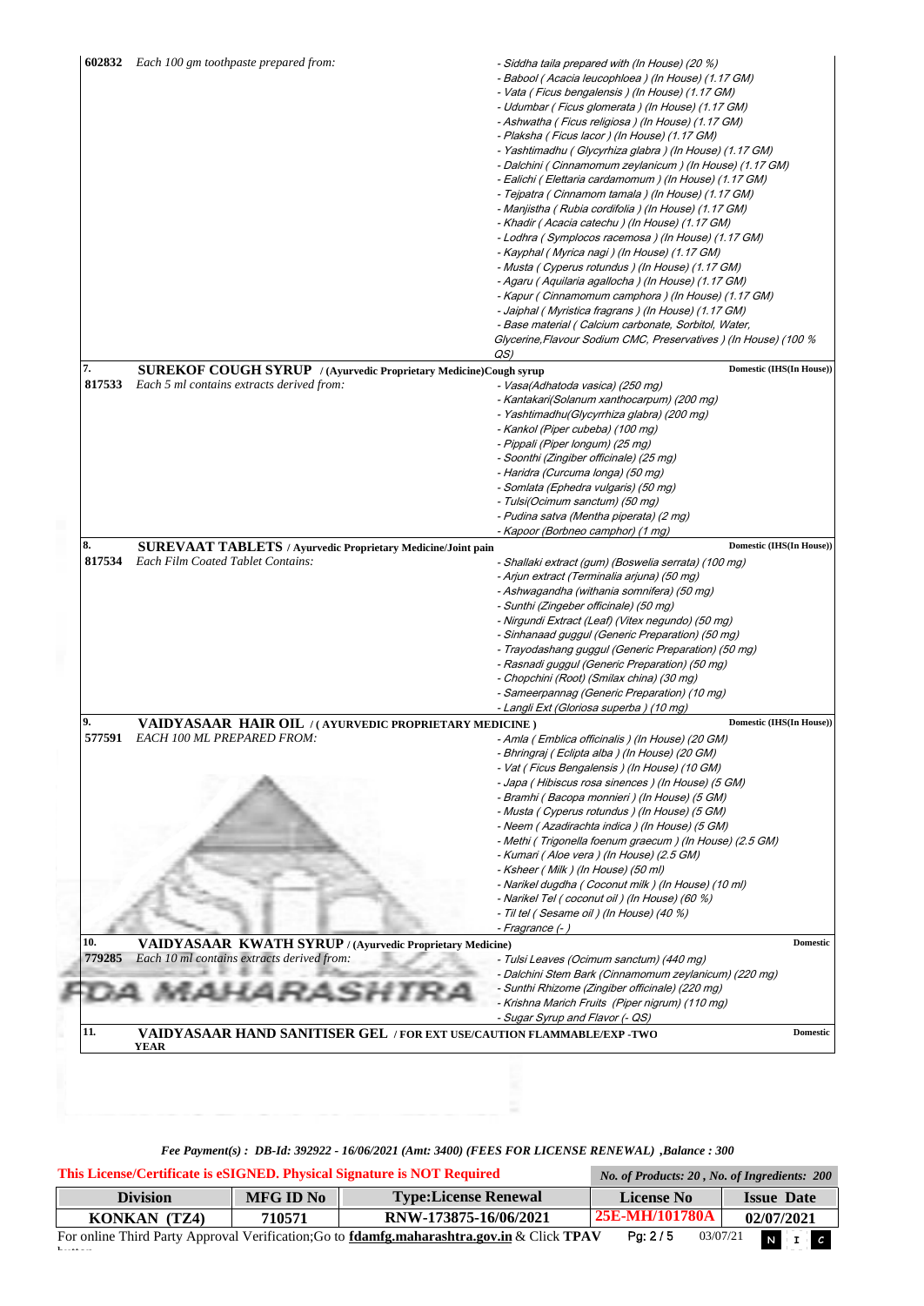| | | |
|---|---|---|
| **602832** | *Each 100 gm toothpaste prepared from:* | *- Siddha taila prepared with (In House) (20 %)*<br>*- Babool ( Acacia leucophloea ) (In House) (1.17 GM)*<br>*- Vata ( Ficus bengalensis ) (In House) (1.17 GM)*<br>*- Udumbar ( Ficus glomerata ) (In House) (1.17 GM)*<br>*- Ashwatha ( Ficus religiosa ) (In House) (1.17 GM)*<br>*- Plaksha ( Ficus lacor ) (In House) (1.17 GM)*<br>*- Yashtimadhu ( Glycyrhiza glabra ) (In House) (1.17 GM)*<br>*- Dalchini ( Cinnamomum zeylanicum ) (In House) (1.17 GM)*<br>*- Ealichi ( Elettaria cardamomum ) (In House) (1.17 GM)*<br>*- Tejpatra ( Cinnamom tamala ) (In House) (1.17 GM)*<br>*- Manjistha ( Rubia cordifolia ) (In House) (1.17 GM)*<br>*- Khadir ( Acacia catechu ) (In House) (1.17 GM)*<br>*- Lodhra ( Symplocos racemosa ) (In House) (1.17 GM)*<br>*- Kayphal ( Myrica nagi ) (In House) (1.17 GM)*<br>*- Musta ( Cyperus rotundus ) (In House) (1.17 GM)*<br>*- Agaru ( Aquilaria agallocha ) (In House) (1.17 GM)*<br>*- Kapur ( Cinnamomum camphora ) (In House) (1.17 GM)*<br>*- Jaiphal ( Myristica fragrans ) (In House) (1.17 GM)*<br>*- Base material ( Calcium carbonate, Sorbitol, Water, Glycerine,Flavour Sodium CMC, Preservatives ) (In House) (100 % QS)* |
| **7.** | **SUREKOF COUGH SYRUP** / (Ayurvedic Proprietary Medicine)Cough syrup | **Domestic (IHS(In House))** |
| **817533** | *Each 5 ml contains extracts derived from:* | *- Vasa(Adhatoda vasica) (250 mg)*<br>*- Kantakari(Solanum xanthocarpum) (200 mg)*<br>*- Yashtimadhu(Glycyrrhiza glabra) (200 mg)*<br>*- Kankol (Piper cubeba) (100 mg)*<br>*- Pippali (Piper longum) (25 mg)*<br>*- Soonthi (Zingiber officinale) (25 mg)*<br>*- Haridra (Curcuma longa) (50 mg)*<br>*- Somlata (Ephedra vulgaris) (50 mg)*<br>*- Tulsi(Ocimum sanctum) (50 mg)*<br>*- Pudina satva (Mentha piperata) (2 mg)*<br>*- Kapoor (Borbneo camphor) (1 mg)* |
| **8.** | **SUREVAAT TABLETS** / Ayurvedic Proprietary Medicine/Joint pain | **Domestic (IHS(In House))** |
| **817534** | *Each Film Coated Tablet Contains:* | *- Shallaki extract (gum) (Boswelia serrata) (100 mg)*<br>*- Arjun extract (Terminalia arjuna) (50 mg)*<br>*- Ashwagandha (withania somnifera) (50 mg)*<br>*- Sunthi (Zingeber officinale) (50 mg)*<br>*- Nirgundi Extract (Leaf) (Vitex negundo) (50 mg)*<br>*- Sinhanaad guggul (Generic Preparation) (50 mg)*<br>*- Trayodashang guggul (Generic Preparation) (50 mg)*<br>*- Rasnadi guggul (Generic Preparation) (50 mg)*<br>*- Chopchini (Root) (Smilax china) (30 mg)*<br>*- Sameerpannag (Generic Preparation) (10 mg)*<br>*- Langli Ext (Gloriosa superba ) (10 mg)* |
| **9.** | **VAIDYASAAR HAIR OIL** / ( AYURVEDIC PROPRIETARY MEDICINE ) | **Domestic (IHS(In House))** |
| **577591** | *EACH 100 ML PREPARED FROM:* | *- Amla ( Emblica officinalis ) (In House) (20 GM)*<br>*- Bhringraj ( Eclipta alba ) (In House) (20 GM)*<br>*- Vat ( Ficus Bengalensis ) (In House) (10 GM)*<br>*- Japa ( Hibiscus rosa sinences ) (In House) (5 GM)*<br>*- Bramhi ( Bacopa monnieri ) (In House) (5 GM)*<br>*- Musta ( Cyperus rotundus ) (In House) (5 GM)*<br>*- Neem ( Azadirachta indica ) (In House) (5 GM)*<br>*- Methi ( Trigonella foenum graecum ) (In House) (2.5 GM)*<br>*- Kumari ( Aloe vera ) (In House) (2.5 GM)*<br>*- Ksheer ( Milk ) (In House) (50 ml)*<br>*- Narikel dugdha ( Coconut milk ) (In House) (10 ml)*<br>*- Narikel Tel ( coconut oil ) (In House) (60 %)*<br>*- Til tel ( Sesame oil ) (In House) (40 %)*<br>*- Fragrance (- )* |
| **10.** | **VAIDYASAAR KWATH SYRUP** / (Ayurvedic Proprietary Medicine) | **Domestic** |
| **779285** | *Each 10 ml contains extracts derived from:* | *- Tulsi Leaves (Ocimum sanctum) (440 mg)*<br>*- Dalchini Stem Bark (Cinnamomum zeylanicum) (220 mg)*<br>*- Sunthi Rhizome (Zingiber officinale) (220 mg)*<br>*- Krishna Marich Fruits (Piper nigrum) (110 mg)*<br>*- Sugar Syrup and Flavor (- QS)* |
| **11.** | **VAIDYASAAR HAND SANITISER GEL** / FOR EXT USE/CAUTION FLAMMABLE/EXP -TWO YEAR | **Domestic** |

*Fee Payment(s) : DB-Id: 392922 - 16/06/2021 (Amt: 3400) (FEES FOR LICENSE RENEWAL) ,Balance : 300*

**This License/Certificate is eSIGNED. Physical Signature is NOT Required** — *No. of Products: 20 , No. of Ingredients: 200*

| Division | MFG ID No | Type:License Renewal | License No | Issue Date |
|---|---|---|---|---|
| KONKAN (TZ4) | 710571 | RNW-173875-16/06/2021 | 25E-MH/101780A | 02/07/2021 |

For online Third Party Approval Verification;Go to **fdamfg.maharashtra.gov.in** & Click **TPAV** button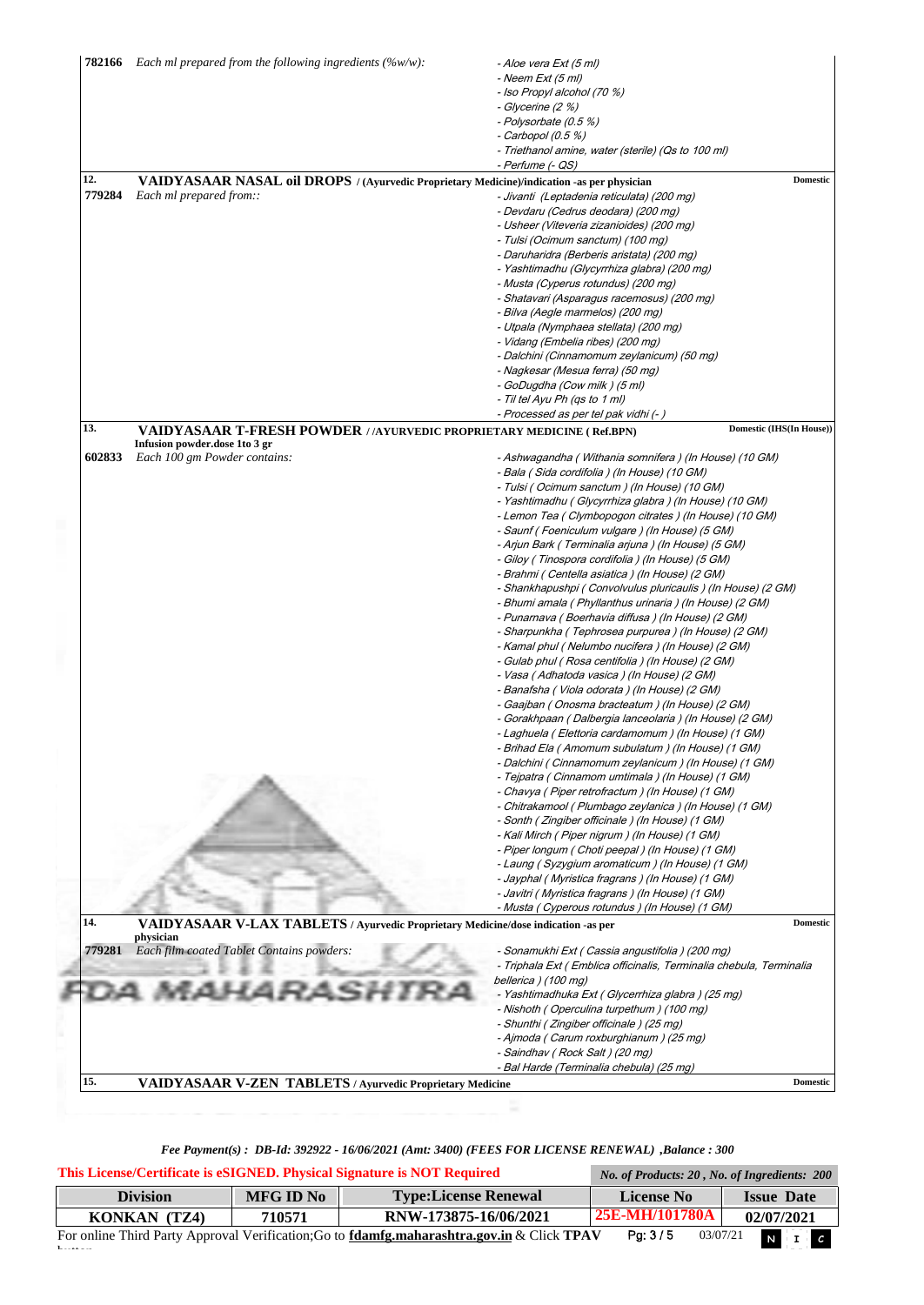| | | |
|---|---|---|
| **782166** | *Each ml prepared from the following ingredients (%w/w):* | - Aloe vera Ext (5 ml)<br>- Neem Ext (5 ml)<br>- Iso Propyl alcohol (70 %)<br>- Glycerine (2 %)<br>- Polysorbate (0.5 %)<br>- Carbopol (0.5 %)<br>- Triethanol amine, water (sterile) (Qs to 100 ml)<br>- Perfume (- QS) |
| **12.** | **VAIDYASAAR NASAL oil DROPS** / (Ayurvedic Proprietary Medicine)/indication -as per physician | **Domestic** |
| **779284** | *Each ml prepared from::* | - Jivanti (Leptadenia reticulata) (200 mg)<br>- Devdaru (Cedrus deodara) (200 mg)<br>- Usheer (Viteveria zizanioides) (200 mg)<br>- Tulsi (Ocimum sanctum) (100 mg)<br>- Daruharidra (Berberis aristata) (200 mg)<br>- Yashtimadhu (Glycyrrhiza glabra) (200 mg)<br>- Musta (Cyperus rotundus) (200 mg)<br>- Shatavari (Asparagus racemosus) (200 mg)<br>- Bilva (Aegle marmelos) (200 mg)<br>- Utpala (Nymphaea stellata) (200 mg)<br>- Vidang (Embelia ribes) (200 mg)<br>- Dalchini (Cinnamomum zeylanicum) (50 mg)<br>- Nagkesar (Mesua ferra) (50 mg)<br>- GoDugdha (Cow milk ) (5 ml)<br>- Til tel Ayu Ph (qs to 1 ml)<br>- Processed as per tel pak vidhi (- ) |
| **13.** | **VAIDYASAAR T-FRESH POWDER** / /AYURVEDIC PROPRIETARY MEDICINE ( Ref.BPN)<br>Infusion powder.dose 1to 3 gr | **Domestic (IHS(In House))** |
| **602833** | *Each 100 gm Powder contains:* | - Ashwagandha ( Withania somnifera ) (In House) (10 GM)<br>- Bala ( Sida cordifolia ) (In House) (10 GM)<br>- Tulsi ( Ocimum sanctum ) (In House) (10 GM)<br>- Yashtimadhu ( Glycyrrhiza glabra ) (In House) (10 GM)<br>- Lemon Tea ( Clymbopogon citrates ) (In House) (10 GM)<br>- Saunf ( Foeniculum vulgare ) (In House) (5 GM)<br>- Arjun Bark ( Terminalia arjuna ) (In House) (5 GM)<br>- Giloy ( Tinospora cordifolia ) (In House) (5 GM)<br>- Brahmi ( Centella asiatica ) (In House) (2 GM)<br>- Shankhapushpi ( Convolvulus pluricaulis ) (In House) (2 GM)<br>- Bhumi amala ( Phyllanthus urinaria ) (In House) (2 GM)<br>- Punarnava ( Boerhavia diffusa ) (In House) (2 GM)<br>- Sharpunkha ( Tephrosea purpurea ) (In House) (2 GM)<br>- Kamal phul ( Nelumbo nucifera ) (In House) (2 GM)<br>- Gulab phul ( Rosa centifolia ) (In House) (2 GM)<br>- Vasa ( Adhatoda vasica ) (In House) (2 GM)<br>- Banafsha ( Viola odorata ) (In House) (2 GM)<br>- Gaajban ( Onosma bracteatum ) (In House) (2 GM)<br>- Gorakhpaan ( Dalbergia lanceolaria ) (In House) (2 GM)<br>- Laghuela ( Elettoria cardamomum ) (In House) (1 GM)<br>- Brihad Ela ( Amomum subulatum ) (In House) (1 GM)<br>- Dalchini ( Cinnamomum zeylanicum ) (In House) (1 GM)<br>- Tejpatra ( Cinnamom umtimala ) (In House) (1 GM)<br>- Chavya ( Piper retrofractum ) (In House) (1 GM)<br>- Chitrakamool ( Plumbago zeylanica ) (In House) (1 GM)<br>- Sonth ( Zingiber officinale ) (In House) (1 GM)<br>- Kali Mirch ( Piper nigrum ) (In House) (1 GM)<br>- Piper longum ( Choti peepal ) (In House) (1 GM)<br>- Laung ( Syzygium aromaticum ) (In House) (1 GM)<br>- Jayphal ( Myristica fragrans ) (In House) (1 GM)<br>- Javitri ( Myristica fragrans ) (In House) (1 GM)<br>- Musta ( Cyperous rotundus ) (In House) (1 GM) |
| **14.** | **VAIDYASAAR V-LAX TABLETS** / Ayurvedic Proprietary Medicine/dose indication -as per physician | **Domestic** |
| **779281** | *Each film coated Tablet Contains powders:* | - Sonamukhi Ext ( Cassia angustifolia ) (200 mg)<br>- Triphala Ext ( Emblica officinalis, Terminalia chebula, Terminalia bellerica ) (100 mg)<br>- Yashtimadhuka Ext ( Glycerrhiza glabra ) (25 mg)<br>- Nishoth ( Operculina turpethum ) (100 mg)<br>- Shunthi ( Zingiber officinale ) (25 mg)<br>- Ajmoda ( Carum roxburghianum ) (25 mg)<br>- Saindhav ( Rock Salt ) (20 mg)<br>- Bal Harde (Terminalia chebula) (25 mg) |
| **15.** | **VAIDYASAAR V-ZEN TABLETS** / Ayurvedic Proprietary Medicine | **Domestic** |

*Fee Payment(s) : DB-Id: 392922 - 16/06/2021 (Amt: 3400) (FEES FOR LICENSE RENEWAL) ,Balance : 300*

**This License/Certificate is eSIGNED. Physical Signature is NOT Required** — *No. of Products: 20 , No. of Ingredients: 200*

| Division | MFG ID No | Type:License Renewal | License No | Issue Date |
|---|---|---|---|---|
| KONKAN (TZ4) | 710571 | RNW-173875-16/06/2021 | 25E-MH/101780A | 02/07/2021 |

For online Third Party Approval Verification;Go to **fdamfg.maharashtra.gov.in** & Click **TPAV** button

Pg: 3 / 5 03/07/21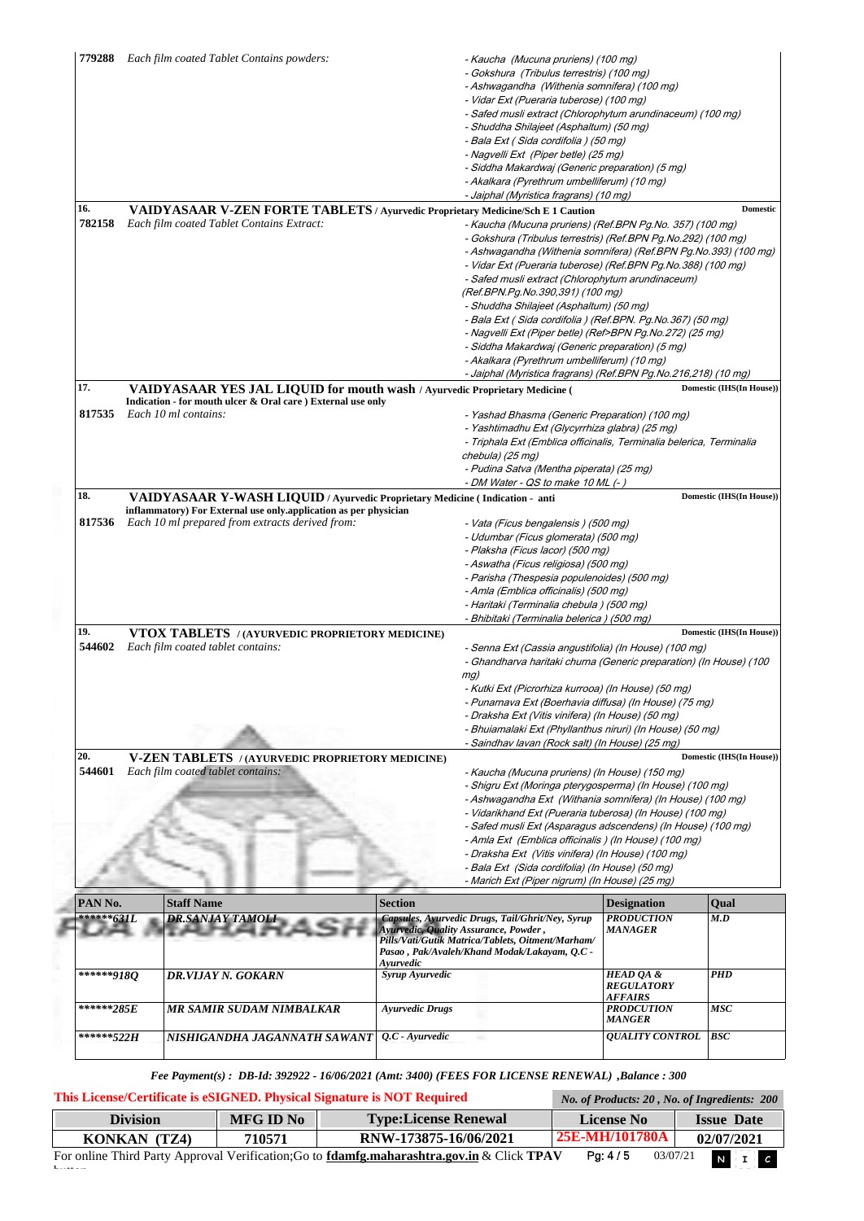| | | |
|---|---|---|
| 779288 | Each film coated Tablet Contains powders: | - Kaucha (Mucuna pruriens) (100 mg)<br>- Gokshura (Tribulus terrestris) (100 mg)<br>- Ashwagandha (Withenia somnifera) (100 mg)<br>- Vidar Ext (Pueraria tuberose) (100 mg)<br>- Safed musli extract (Chlorophytum arundinaceum) (100 mg)<br>- Shuddha Shilajeet (Asphaltum) (50 mg)<br>- Bala Ext ( Sida cordifolia ) (50 mg)<br>- Nagvelli Ext (Piper betle) (25 mg)<br>- Siddha Makardwaj (Generic preparation) (5 mg)<br>- Akalkara (Pyrethrum umbelliferum) (10 mg)<br>- Jaiphal (Myristica fragrans) (10 mg) |
| 16. | **VAIDYASAAR V-ZEN FORTE TABLETS** / Ayurvedic Proprietary Medicine/Sch E 1 Caution | **Domestic** |
| 782158 | Each film coated Tablet Contains Extract: | - Kaucha (Mucuna pruriens) (Ref.BPN Pg.No. 357) (100 mg)<br>- Gokshura (Tribulus terrestris) (Ref.BPN Pg.No.292) (100 mg)<br>- Ashwagandha (Withenia somnifera) (Ref.BPN Pg.No.393) (100 mg)<br>- Vidar Ext (Pueraria tuberose) (Ref.BPN Pg.No.388) (100 mg)<br>- Safed musli extract (Chlorophytum arundinaceum) (Ref.BPN.Pg.No.390,391) (100 mg)<br>- Shuddha Shilajeet (Asphaltum) (50 mg)<br>- Bala Ext ( Sida cordifolia ) (Ref.BPN. Pg.No.367) (50 mg)<br>- Nagvelli Ext (Piper betle) (Ref>BPN Pg.No.272) (25 mg)<br>- Siddha Makardwaj (Generic preparation) (5 mg)<br>- Akalkara (Pyrethrum umbelliferum) (10 mg)<br>- Jaiphal (Myristica fragrans) (Ref.BPN Pg.No.216,218) (10 mg) |
| 17. | **VAIDYASAAR YES JAL LIQUID for mouth wash** / Ayurvedic Proprietary Medicine ( Indication - for mouth ulcer & Oral care ) External use only | **Domestic (IHS(In House))** |
| 817535 | Each 10 ml contains: | - Yashad Bhasma (Generic Preparation) (100 mg)<br>- Yashtimadhu Ext (Glycyrrhiza glabra) (25 mg)<br>- Triphala Ext (Emblica officinalis, Terminalia belerica, Terminalia chebula) (25 mg)<br>- Pudina Satva (Mentha piperata) (25 mg)<br>- DM Water - QS to make 10 ML (- ) |
| 18. | **VAIDYASAAR Y-WASH LIQUID** / Ayurvedic Proprietary Medicine ( Indication - anti inflammatory) For External use only.application as per physician | **Domestic (IHS(In House))** |
| 817536 | Each 10 ml prepared from extracts derived from: | - Vata (Ficus bengalensis ) (500 mg)<br>- Udumbar (Ficus glomerata) (500 mg)<br>- Plaksha (Ficus lacor) (500 mg)<br>- Aswatha (Ficus religiosa) (500 mg)<br>- Parisha (Thespesia populenoides) (500 mg)<br>- Amla (Emblica officinalis) (500 mg)<br>- Haritaki (Terminalia chebula ) (500 mg)<br>- Bhibitaki (Terminalia belerica ) (500 mg) |
| 19. | **VTOX TABLETS** / (AYURVEDIC PROPRIETARY MEDICINE) | **Domestic (IHS(In House))** |
| 544602 | Each film coated tablet contains: | - Senna Ext (Cassia angustifolia) (In House) (100 mg)<br>- Ghandharva haritaki churna (Generic preparation) (In House) (100 mg)<br>- Kutki Ext (Picrorhiza kurrooa) (In House) (50 mg)<br>- Punarnava Ext (Boerhavia diffusa) (In House) (75 mg)<br>- Draksha Ext (Vitis vinifera) (In House) (50 mg)<br>- Bhuiamalaki Ext (Phyllanthus niruri) (In House) (50 mg)<br>- Saindhav lavan (Rock salt) (In House) (25 mg) |
| 20. | **V-ZEN TABLETS** / (AYURVEDIC PROPRIETARY MEDICINE) | **Domestic (IHS(In House))** |
| 544601 | Each film coated tablet contains: | - Kaucha (Mucuna pruriens) (In House) (150 mg)<br>- Shigru Ext (Moringa pterygosperma) (In House) (100 mg)<br>- Ashwagandha Ext (Withania somnifera) (In House) (100 mg)<br>- Vidarikhand Ext (Pueraria tuberosa) (In House) (100 mg)<br>- Safed musli Ext (Asparagus adscendens) (In House) (100 mg)<br>- Amla Ext (Emblica officinalis ) (In House) (100 mg)<br>- Draksha Ext (Vitis vinifera) (In House) (100 mg)<br>- Bala Ext (Sida cordifolia) (In House) (50 mg)<br>- Marich Ext (Piper nigrum) (In House) (25 mg) |

| PAN No. | Staff Name | Section | Designation | Qual |
|---|---|---|---|---|
| ******631L | DR.SANJAY TAMOLI | Capsules, Ayurvedic Drugs, Tail/Ghrit/Ney, Syrup Ayurvedic, Quality Assurance, Powder , Pills/Vati/Gutik Matrica/Tablets, Oitment/Marham/ Pasao , Pak/Avaleh/Khand Modak/Lakayam, Q.C - Ayurvedic | PRODUCTION MANAGER | M.D |
| ******918Q | DR.VIJAY N. GOKARN | Syrup Ayurvedic | HEAD QA & REGULATORY AFFAIRS | PHD |
| ******285E | MR SAMIR SUDAM NIMBALKAR | Ayurvedic Drugs | PRODCUTION MANGER | MSC |
| ******522H | NISHIGANDHA JAGANNATH SAWANT | Q.C - Ayurvedic | QUALITY CONTROL | BSC |

*Fee Payment(s) : DB-Id: 392922 - 16/06/2021 (Amt: 3400) (FEES FOR LICENSE RENEWAL) ,Balance : 300*

**This License/Certificate is eSIGNED. Physical Signature is NOT Required**

*No. of Products: 20 , No. of Ingredients: 200*

| Division | MFG ID No | Type:License Renewal | License No | Issue Date |
|---|---|---|---|---|
| KONKAN (TZ4) | 710571 | RNW-173875-16/06/2021 | 25E-MH/101780A | 02/07/2021 |

For online Third Party Approval Verification;Go to **fdamfg.maharashtra.gov.in** & Click **TPAV** button

03/07/21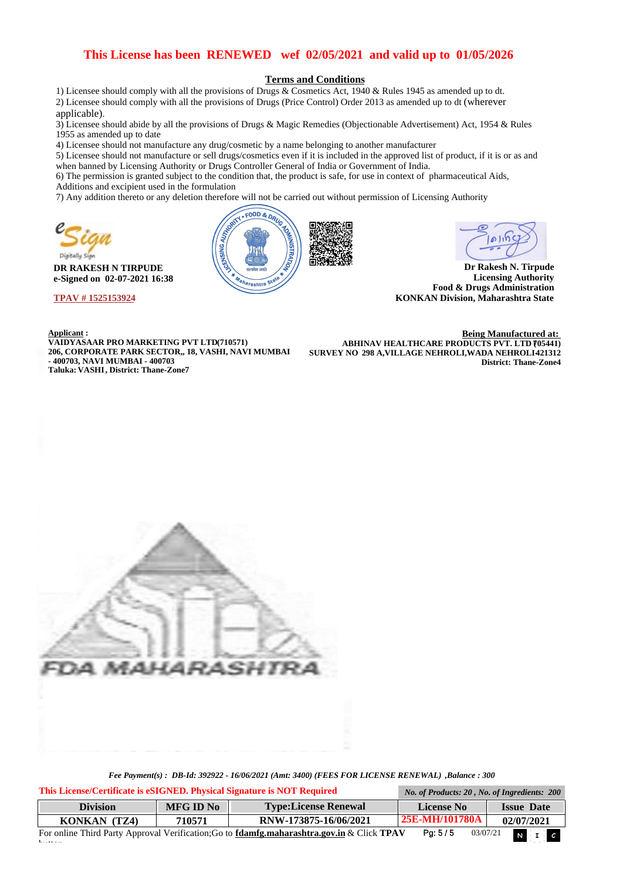# This License has been RENEWED wef 02/05/2021 and valid up to 01/05/2026

## Terms and Conditions

1) Licensee should comply with all the provisions of Drugs & Cosmetics Act, 1940 & Rules 1945 as amended up to dt.
2) Licensee should comply with all the provisions of Drugs (Price Control) Order 2013 as amended up to dt (wherever applicable).
3) Licensee should abide by all the provisions of Drugs & Magic Remedies (Objectionable Advertisement) Act, 1954 & Rules 1955 as amended up to date
4) Licensee should not manufacture any drug/cosmetic by a name belonging to another manufacturer
5) Licensee should not manufacture or sell drugs/cosmetics even if it is included in the approved list of product, if it is or as and when banned by Licensing Authority or Drugs Controller General of India or Government of India.
6) The permission is granted subject to the condition that, the product is safe, for use in context of pharmaceutical Aids, Additions and excipient used in the formulation
7) Any addition thereto or any deletion therefore will not be carried out without permission of Licensing Authority

**DR RAKESH N TIRPUDE**
**e-Signed on 02-07-2021 16:38**

**TPAV # 1525153924**

**Dr Rakesh N. Tirpude**
**Licensing Authority**
**Food & Drugs Administration**
**KONKAN Division, Maharashtra State**

**Applicant :**
**VAIDYASAAR PRO MARKETING PVT LTD(710571)**
**206, CORPORATE PARK SECTOR,, 18, VASHI, NAVI MUMBAI - 400703, NAVI MUMBAI - 400703**
**Taluka: VASHI , District: Thane-Zone7**

**Being Manufactured at:**
**ABHINAV HEALTHCARE PRODUCTS PVT. LTD (705441)**
**SURVEY NO 298 A,VILLAGE NEHROLI,WADA NEHROLI421312**
**District: Thane-Zone4**

*Fee Payment(s) : DB-Id: 392922 - 16/06/2021 (Amt: 3400) (FEES FOR LICENSE RENEWAL) ,Balance : 300*

**This License/Certificate is eSIGNED. Physical Signature is NOT Required**

*No. of Products: 20 , No. of Ingredients: 200*

| Division | MFG ID No | Type:License Renewal | License No | Issue Date |
|---|---|---|---|---|
| KONKAN (TZ4) | 710571 | RNW-173875-16/06/2021 | 25E-MH/101780A | 02/07/2021 |

For online Third Party Approval Verification;Go to **fdamfg.maharashtra.gov.in** & Click **TPAV** button

03/07/21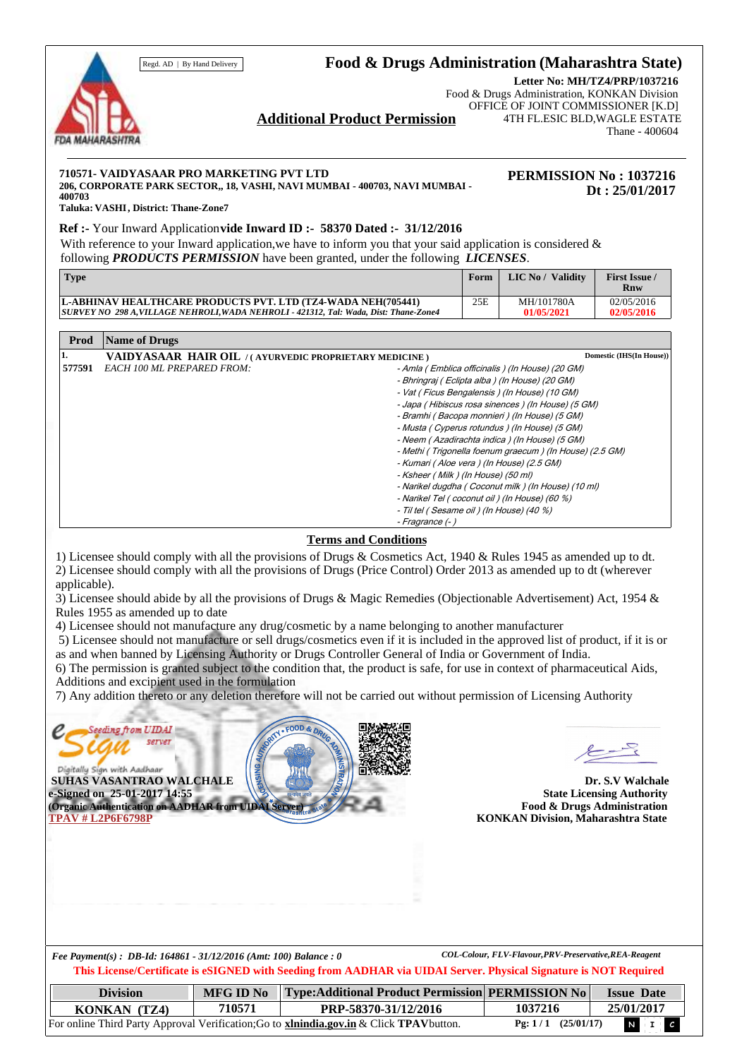Regd. AD | By Hand Delivery

# Food & Drugs Administration (Maharashtra State)

**Letter No: MH/TZ4/PRP/1037216**
Food & Drugs Administration, KONKAN Division
OFFICE OF JOINT COMMISSIONER [K.D]
4TH FL.ESIC BLD,WAGLE ESTATE
Thane - 400604

## Additional Product Permission

**710571- VAIDYASAAR PRO MARKETING PVT LTD**
**206, CORPORATE PARK SECTOR,, 18, VASHI, NAVI MUMBAI - 400703, NAVI MUMBAI - 400703**
**Taluka: VASHI, District: Thane-Zone7**

**PERMISSION No : 1037216**
**Dt : 25/01/2017**

**Ref :-** Your Inward Application**vide Inward ID :- 58370 Dated :- 31/12/2016**
With reference to your Inward application,we have to inform you that your said application is considered & following ***PRODUCTS PERMISSION*** have been granted, under the following ***LICENSES***.

| Type | Form | LIC No / Validity | First Issue / Rnw |
|---|---|---|---|
| **L-ABHINAV HEALTHCARE PRODUCTS PVT. LTD (TZ4-WADA NEH(705441)** ***SURVEY NO 298 A,VILLAGE NEHROLI,WADA NEHROLI - 421312, Tal: Wada, Dist: Thane-Zone4*** | 25E | MH/101780A 01/05/2021 | 02/05/2016 02/05/2016 |

| Prod | Name of Drugs | |
|---|---|---|
| 1. 577591 | **VAIDYASAAR HAIR OIL** / ( AYURVEDIC PROPRIETARY MEDICINE ) *EACH 100 ML PREPARED FROM:* | **Domestic (IHS(In House))** *- Amla ( Emblica officinalis ) (In House) (20 GM)* *- Bhringraj ( Eclipta alba ) (In House) (20 GM)* *- Vat ( Ficus Bengalensis ) (In House) (10 GM)* *- Japa ( Hibiscus rosa sinences ) (In House) (5 GM)* *- Bramhi ( Bacopa monnieri ) (In House) (5 GM)* *- Musta ( Cyperus rotundus ) (In House) (5 GM)* *- Neem ( Azadirachta indica ) (In House) (5 GM)* *- Methi ( Trigonella foenum graecum ) (In House) (2.5 GM)* *- Kumari ( Aloe vera ) (In House) (2.5 GM)* *- Ksheer ( Milk ) (In House) (50 ml)* *- Narikel dugdha ( Coconut milk ) (In House) (10 ml)* *- Narikel Tel ( coconut oil ) (In House) (60 %)* *- Til tel ( Sesame oil ) (In House) (40 %)* *- Fragrance (- )* |

### Terms and Conditions

1) Licensee should comply with all the provisions of Drugs & Cosmetics Act, 1940 & Rules 1945 as amended up to dt.
2) Licensee should comply with all the provisions of Drugs (Price Control) Order 2013 as amended up to dt (wherever applicable).
3) Licensee should abide by all the provisions of Drugs & Magic Remedies (Objectionable Advertisement) Act, 1954 & Rules 1955 as amended up to date
4) Licensee should not manufacture any drug/cosmetic by a name belonging to another manufacturer
5) Licensee should not manufacture or sell drugs/cosmetics even if it is included in the approved list of product, if it is or as and when banned by Licensing Authority or Drugs Controller General of India or Government of India.
6) The permission is granted subject to the condition that, the product is safe, for use in context of pharmaceutical Aids, Additions and excipient used in the formulation
7) Any addition thereto or any deletion therefore will not be carried out without permission of Licensing Authority

eSign Seeding from UIDAI server
Digitally Sign with Aadhaar
**SUHAS VASANTRAO WALCHALE**
**e-Signed on 25-01-2017 14:55**
**(Organic Authentication on AADHAR from UIDAI Server)**
**TPAV # L2P6F6798P**

**Dr. S.V Walchale**
**State Licensing Authority**
**Food & Drugs Administration**
**KONKAN Division, Maharashtra State**

***Fee Payment(s) : DB-Id: 164861 - 31/12/2016 (Amt: 100) Balance : 0***
***COL-Colour, FLV-Flavour,PRV-Preservative,REA-Reagent***
**This License/Certificate is eSIGNED with Seeding from AADHAR via UIDAI Server. Physical Signature is NOT Required**

| Division | MFG ID No | Type:Additional Product Permission | PERMISSION No | Issue Date |
|---|---|---|---|---|
| KONKAN (TZ4) | 710571 | PRP-58370-31/12/2016 | 1037216 | 25/01/2017 |

For online Third Party Approval Verification;Go to **xlnindia.gov.in** & Click **TPAV**button.
**Pg: 1 / 1 (25/01/17)**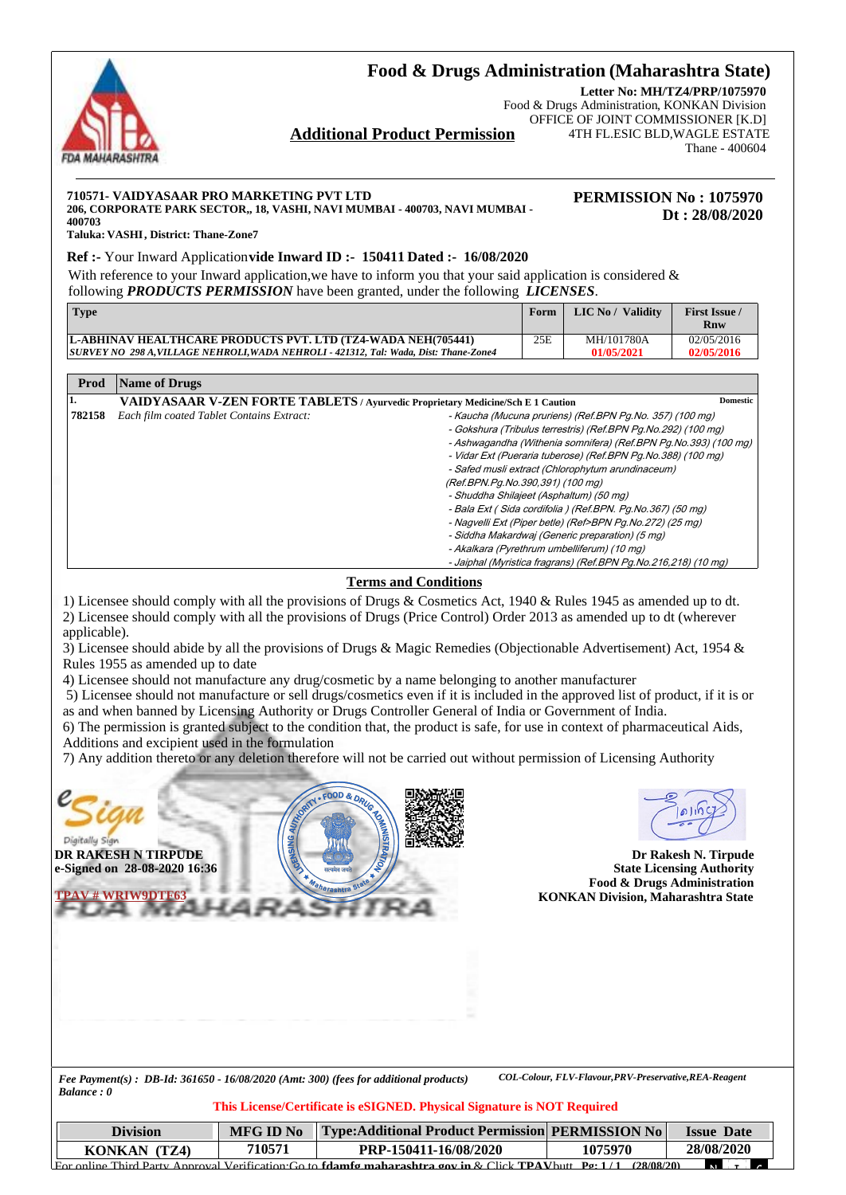# Food & Drugs Administration (Maharashtra State)

**Letter No: MH/TZ4/PRP/1075970**
Food & Drugs Administration, KONKAN Division
OFFICE OF JOINT COMMISSIONER [K.D]
4TH FL.ESIC BLD,WAGLE ESTATE
Thane - 400604

## Additional Product Permission

**710571- VAIDYASAAR PRO MARKETING PVT LTD**
**206, CORPORATE PARK SECTOR,, 18, VASHI, NAVI MUMBAI - 400703, NAVI MUMBAI - 400703**
**Taluka: VASHI, District: Thane-Zone7**

**PERMISSION No : 1075970**
**Dt : 28/08/2020**

**Ref :-** Your Inward Application **vide Inward ID :- 150411 Dated :- 16/08/2020**

With reference to your Inward application,we have to inform you that your said application is considered & following ***PRODUCTS PERMISSION*** have been granted, under the following ***LICENSES***.

| Type | Form | LIC No / Validity | First Issue / Rnw |
|---|---|---|---|
| **L-ABHINAV HEALTHCARE PRODUCTS PVT. LTD (TZ4-WADA NEH(705441)** *SURVEY NO 298 A,VILLAGE NEHROLI,WADA NEHROLI - 421312, Tal: Wada, Dist: Thane-Zone4* | 25E | MH/101780A **01/05/2021** | 02/05/2016 **02/05/2016** |

| Prod | Name of Drugs | |
|---|---|---|
| 1. | **VAIDYASAAR V-ZEN FORTE TABLETS** / Ayurvedic Proprietary Medicine/Sch E 1 Caution | Domestic |
| 782158 | *Each film coated Tablet Contains Extract:* | *- Kaucha (Mucuna pruriens) (Ref.BPN Pg.No. 357) (100 mg)*<br>*- Gokshura (Tribulus terrestris) (Ref.BPN Pg.No.292) (100 mg)*<br>*- Ashwagandha (Withenia somnifera) (Ref.BPN Pg.No.393) (100 mg)*<br>*- Vidar Ext (Pueraria tuberose) (Ref.BPN Pg.No.388) (100 mg)*<br>*- Safed musli extract (Chlorophytum arundinaceum) (Ref.BPN.Pg.No.390,391) (100 mg)*<br>*- Shuddha Shilajeet (Asphaltum) (50 mg)*<br>*- Bala Ext ( Sida cordifolia ) (Ref.BPN. Pg.No.367) (50 mg)*<br>*- Nagvelli Ext (Piper betle) (Ref>BPN Pg.No.272) (25 mg)*<br>*- Siddha Makardwaj (Generic preparation) (5 mg)*<br>*- Akalkara (Pyrethrum umbelliferum) (10 mg)*<br>*- Jaiphal (Myristica fragrans) (Ref.BPN Pg.No.216,218) (10 mg)* |

### Terms and Conditions

1) Licensee should comply with all the provisions of Drugs & Cosmetics Act, 1940 & Rules 1945 as amended up to dt.
2) Licensee should comply with all the provisions of Drugs (Price Control) Order 2013 as amended up to dt (wherever applicable).
3) Licensee should abide by all the provisions of Drugs & Magic Remedies (Objectionable Advertisement) Act, 1954 & Rules 1955 as amended up to date
4) Licensee should not manufacture any drug/cosmetic by a name belonging to another manufacturer
5) Licensee should not manufacture or sell drugs/cosmetics even if it is included in the approved list of product, if it is or as and when banned by Licensing Authority or Drugs Controller General of India or Government of India.
6) The permission is granted subject to the condition that, the product is safe, for use in context of pharmaceutical Aids, Additions and excipient used in the formulation
7) Any addition thereto or any deletion therefore will not be carried out without permission of Licensing Authority

eSign
Digitally Sign
**DR RAKESH N TIRPUDE**
**e-Signed on 28-08-2020 16:36**

TPAV # WRIW9DTF63

**Dr Rakesh N. Tirpude**
**State Licensing Authority**
**Food & Drugs Administration**
**KONKAN Division, Maharashtra State**

***Fee Payment(s) : DB-Id: 361650 - 16/08/2020 (Amt: 300) (fees for additional products)***
***Balance : 0***

***COL-Colour, FLV-Flavour,PRV-Preservative,REA-Reagent***

**This License/Certificate is eSIGNED. Physical Signature is NOT Required**

| Division | MFG ID No | Type:Additional Product Permission | PERMISSION No | Issue Date |
|---|---|---|---|---|
| KONKAN (TZ4) | 710571 | PRP-150411-16/08/2020 | 1075970 | 28/08/2020 |

For online Third Party Approval Verification:Go to **fdamfg.maharashtra.gov.in** & Click **TPAV** butt Pg: 1 / 1 (28/08/20)